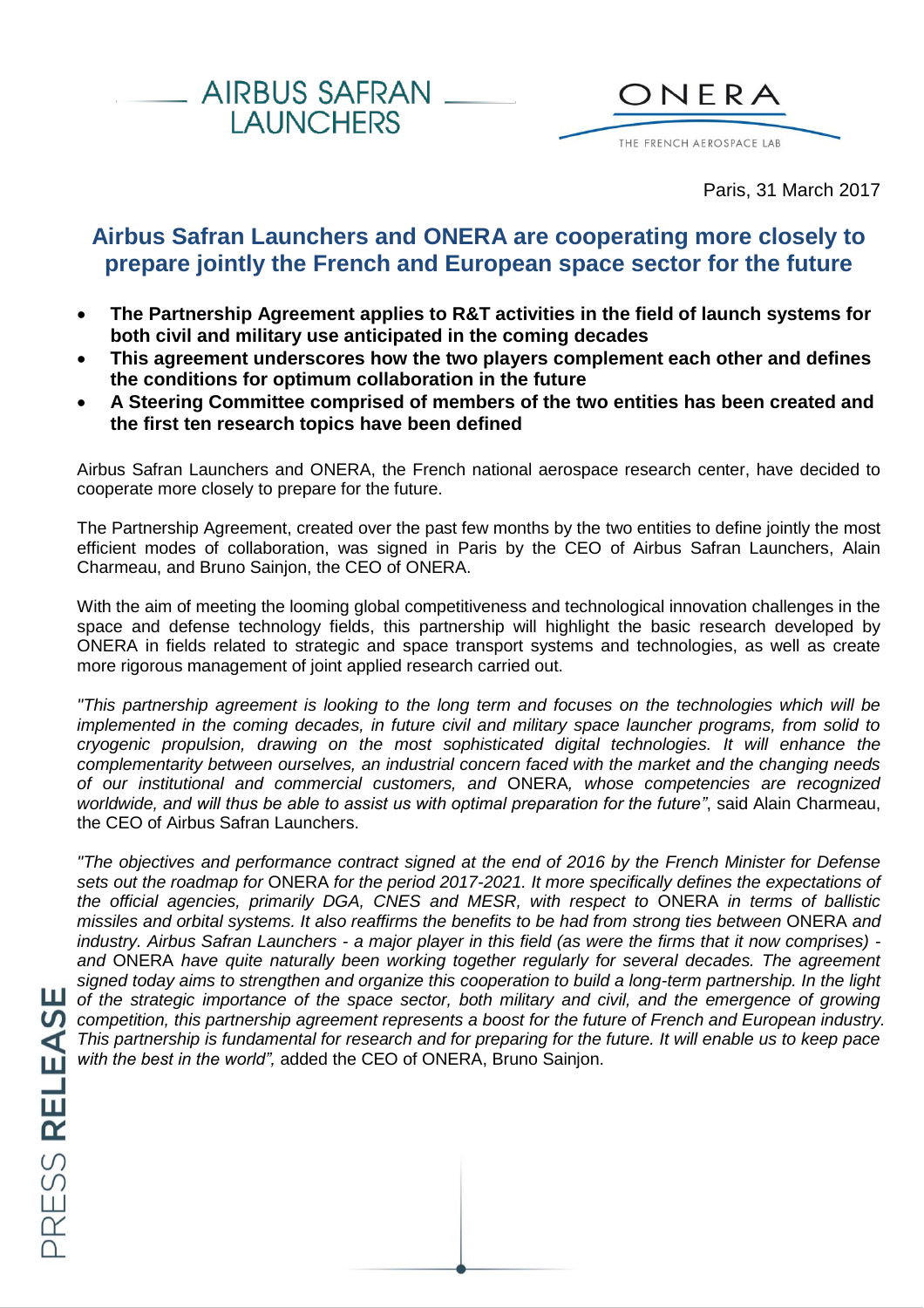AIRBUS SAFRAN LAUNCHERS

ONERA
THE FRENCH AEROSPACE LAB

Paris, 31 March 2017

# Airbus Safran Launchers and ONERA are cooperating more closely to prepare jointly the French and European space sector for the future

- **The Partnership Agreement applies to R&T activities in the field of launch systems for both civil and military use anticipated in the coming decades**
- **This agreement underscores how the two players complement each other and defines the conditions for optimum collaboration in the future**
- **A Steering Committee comprised of members of the two entities has been created and the first ten research topics have been defined**

Airbus Safran Launchers and ONERA, the French national aerospace research center, have decided to cooperate more closely to prepare for the future.

The Partnership Agreement, created over the past few months by the two entities to define jointly the most efficient modes of collaboration, was signed in Paris by the CEO of Airbus Safran Launchers, Alain Charmeau, and Bruno Sainjon, the CEO of ONERA.

With the aim of meeting the looming global competitiveness and technological innovation challenges in the space and defense technology fields, this partnership will highlight the basic research developed by ONERA in fields related to strategic and space transport systems and technologies, as well as create more rigorous management of joint applied research carried out.

*"This partnership agreement is looking to the long term and focuses on the technologies which will be implemented in the coming decades, in future civil and military space launcher programs, from solid to cryogenic propulsion, drawing on the most sophisticated digital technologies. It will enhance the complementarity between ourselves, an industrial concern faced with the market and the changing needs of our institutional and commercial customers, and* ONERA*, whose competencies are recognized worldwide, and will thus be able to assist us with optimal preparation for the future"*, said Alain Charmeau, the CEO of Airbus Safran Launchers.

*"The objectives and performance contract signed at the end of 2016 by the French Minister for Defense sets out the roadmap for* ONERA *for the period 2017-2021. It more specifically defines the expectations of the official agencies, primarily DGA, CNES and MESR, with respect to* ONERA *in terms of ballistic missiles and orbital systems. It also reaffirms the benefits to be had from strong ties between* ONERA *and industry. Airbus Safran Launchers - a major player in this field (as were the firms that it now comprises) - and* ONERA *have quite naturally been working together regularly for several decades. The agreement signed today aims to strengthen and organize this cooperation to build a long-term partnership. In the light of the strategic importance of the space sector, both military and civil, and the emergence of growing competition, this partnership agreement represents a boost for the future of French and European industry. This partnership is fundamental for research and for preparing for the future. It will enable us to keep pace with the best in the world",* added the CEO of ONERA, Bruno Sainjon.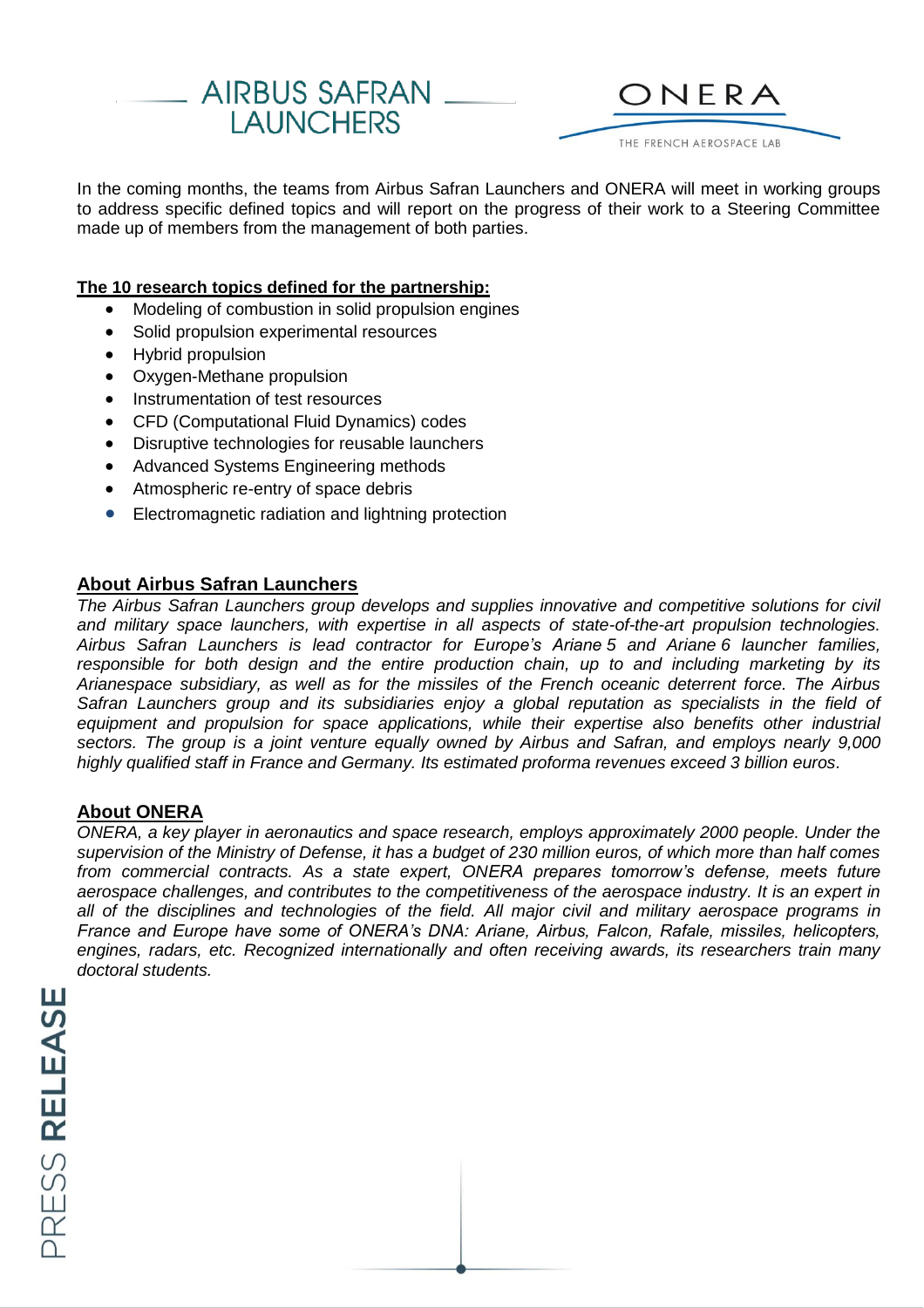In the coming months, the teams from Airbus Safran Launchers and ONERA will meet in working groups to address specific defined topics and will report on the progress of their work to a Steering Committee made up of members from the management of both parties.

**The 10 research topics defined for the partnership:**

- Modeling of combustion in solid propulsion engines
- Solid propulsion experimental resources
- Hybrid propulsion
- Oxygen-Methane propulsion
- Instrumentation of test resources
- CFD (Computational Fluid Dynamics) codes
- Disruptive technologies for reusable launchers
- Advanced Systems Engineering methods
- Atmospheric re-entry of space debris
- Electromagnetic radiation and lightning protection

## About Airbus Safran Launchers

*The Airbus Safran Launchers group develops and supplies innovative and competitive solutions for civil and military space launchers, with expertise in all aspects of state-of-the-art propulsion technologies. Airbus Safran Launchers is lead contractor for Europe's Ariane 5 and Ariane 6 launcher families, responsible for both design and the entire production chain, up to and including marketing by its Arianespace subsidiary, as well as for the missiles of the French oceanic deterrent force. The Airbus Safran Launchers group and its subsidiaries enjoy a global reputation as specialists in the field of equipment and propulsion for space applications, while their expertise also benefits other industrial sectors. The group is a joint venture equally owned by Airbus and Safran, and employs nearly 9,000 highly qualified staff in France and Germany. Its estimated proforma revenues exceed 3 billion euros.*

## About ONERA

*ONERA, a key player in aeronautics and space research, employs approximately 2000 people. Under the supervision of the Ministry of Defense, it has a budget of 230 million euros, of which more than half comes from commercial contracts. As a state expert, ONERA prepares tomorrow's defense, meets future aerospace challenges, and contributes to the competitiveness of the aerospace industry. It is an expert in all of the disciplines and technologies of the field. All major civil and military aerospace programs in France and Europe have some of ONERA's DNA: Ariane, Airbus, Falcon, Rafale, missiles, helicopters, engines, radars, etc. Recognized internationally and often receiving awards, its researchers train many doctoral students.*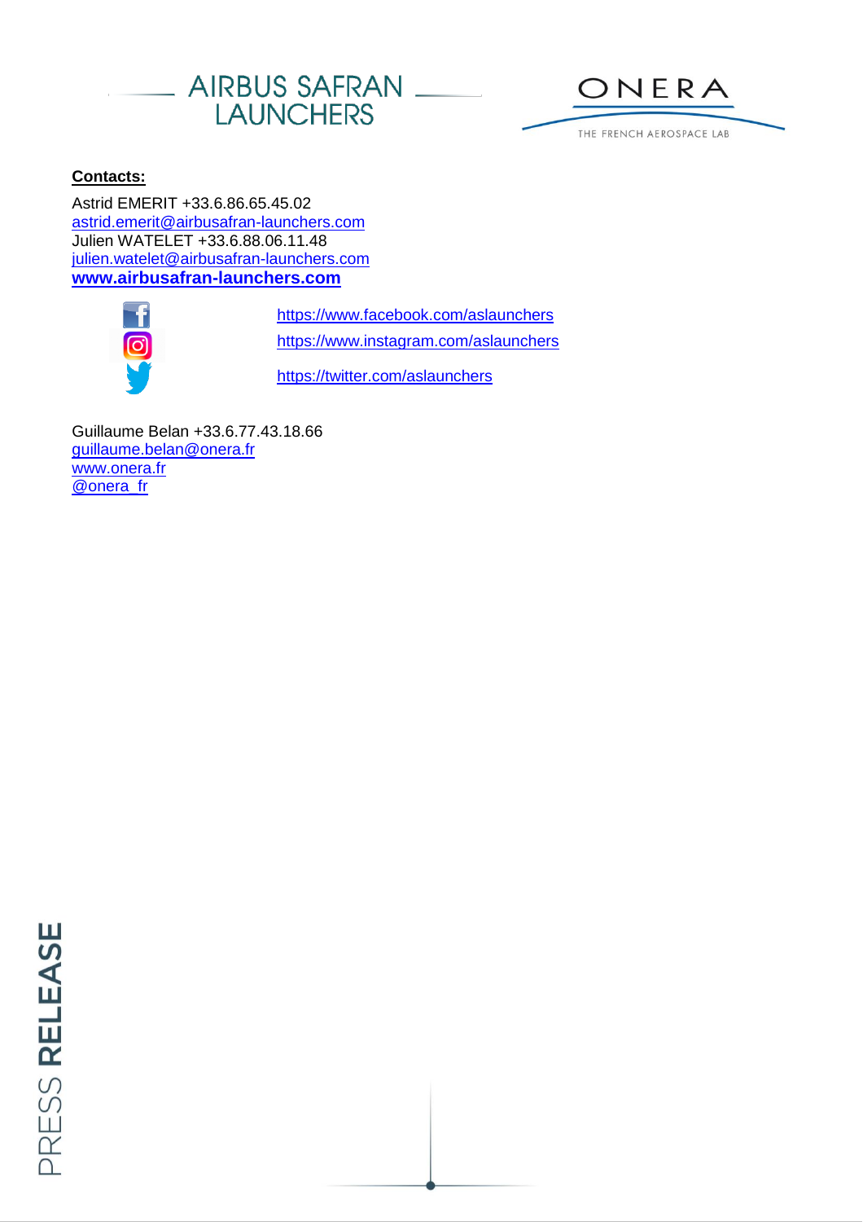**Contacts:**

Astrid EMERIT +33.6.86.65.45.02
astrid.emerit@airbusafran-launchers.com
Julien WATELET +33.6.88.06.11.48
julien.watelet@airbusafran-launchers.com
**www.airbusafran-launchers.com**

https://www.facebook.com/aslaunchers
https://www.instagram.com/aslaunchers
https://twitter.com/aslaunchers

Guillaume Belan +33.6.77.43.18.66
guillaume.belan@onera.fr
www.onera.fr
@onera_fr